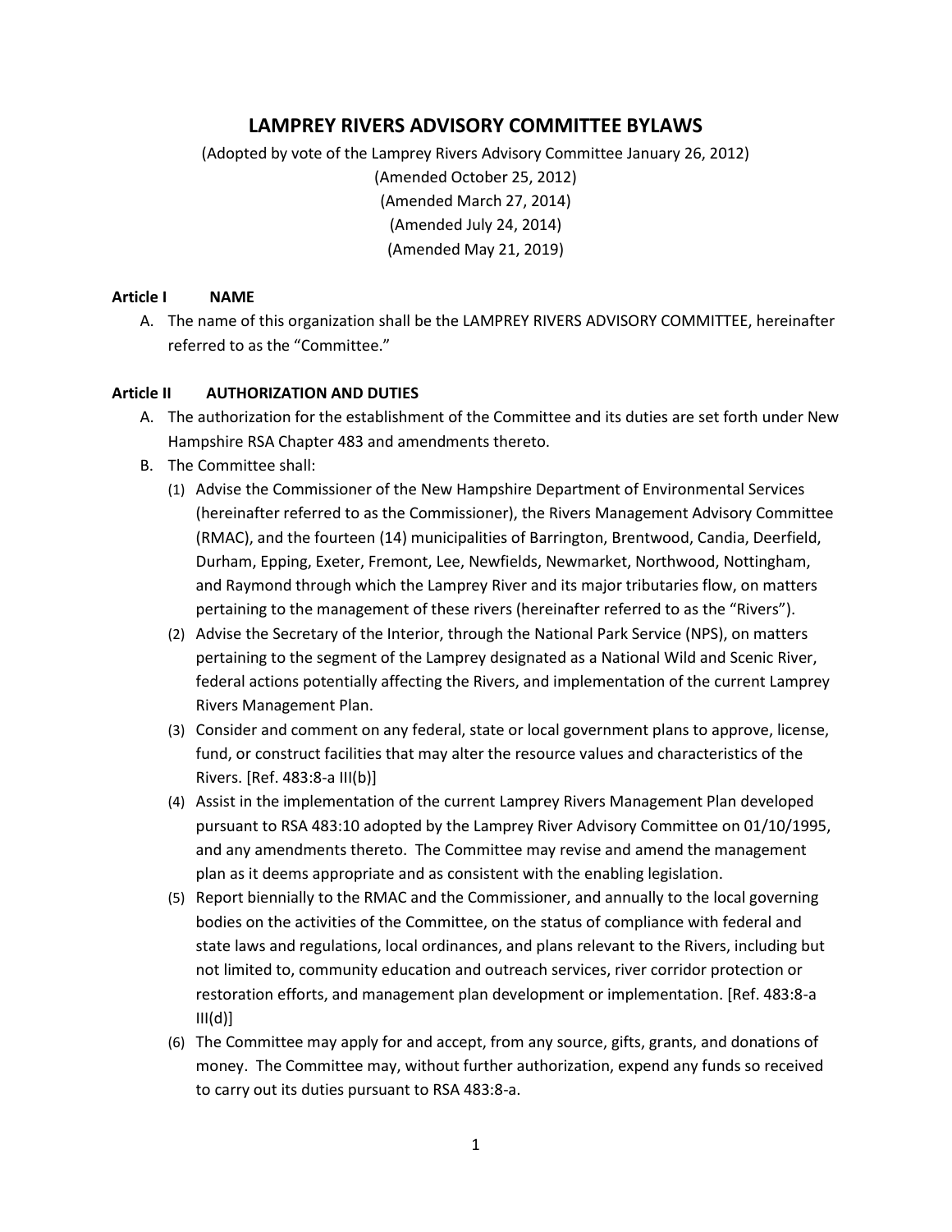# LAMPREY RIVERS ADVISORY COMMITTEE BYLAWS

(Adopted by vote of the Lamprey Rivers Advisory Committee January 26, 2012)
(Amended October 25, 2012)
(Amended March 27, 2014)
(Amended July 24, 2014)
(Amended May 21, 2019)

## Article I NAME

A. The name of this organization shall be the LAMPREY RIVERS ADVISORY COMMITTEE, hereinafter referred to as the "Committee."

## Article II AUTHORIZATION AND DUTIES

A. The authorization for the establishment of the Committee and its duties are set forth under New Hampshire RSA Chapter 483 and amendments thereto.

B. The Committee shall:

(1) Advise the Commissioner of the New Hampshire Department of Environmental Services (hereinafter referred to as the Commissioner), the Rivers Management Advisory Committee (RMAC), and the fourteen (14) municipalities of Barrington, Brentwood, Candia, Deerfield, Durham, Epping, Exeter, Fremont, Lee, Newfields, Newmarket, Northwood, Nottingham, and Raymond through which the Lamprey River and its major tributaries flow, on matters pertaining to the management of these rivers (hereinafter referred to as the "Rivers").

(2) Advise the Secretary of the Interior, through the National Park Service (NPS), on matters pertaining to the segment of the Lamprey designated as a National Wild and Scenic River, federal actions potentially affecting the Rivers, and implementation of the current Lamprey Rivers Management Plan.

(3) Consider and comment on any federal, state or local government plans to approve, license, fund, or construct facilities that may alter the resource values and characteristics of the Rivers. [Ref. 483:8-a III(b)]

(4) Assist in the implementation of the current Lamprey Rivers Management Plan developed pursuant to RSA 483:10 adopted by the Lamprey River Advisory Committee on 01/10/1995, and any amendments thereto. The Committee may revise and amend the management plan as it deems appropriate and as consistent with the enabling legislation.

(5) Report biennially to the RMAC and the Commissioner, and annually to the local governing bodies on the activities of the Committee, on the status of compliance with federal and state laws and regulations, local ordinances, and plans relevant to the Rivers, including but not limited to, community education and outreach services, river corridor protection or restoration efforts, and management plan development or implementation. [Ref. 483:8-a III(d)]

(6) The Committee may apply for and accept, from any source, gifts, grants, and donations of money. The Committee may, without further authorization, expend any funds so received to carry out its duties pursuant to RSA 483:8-a.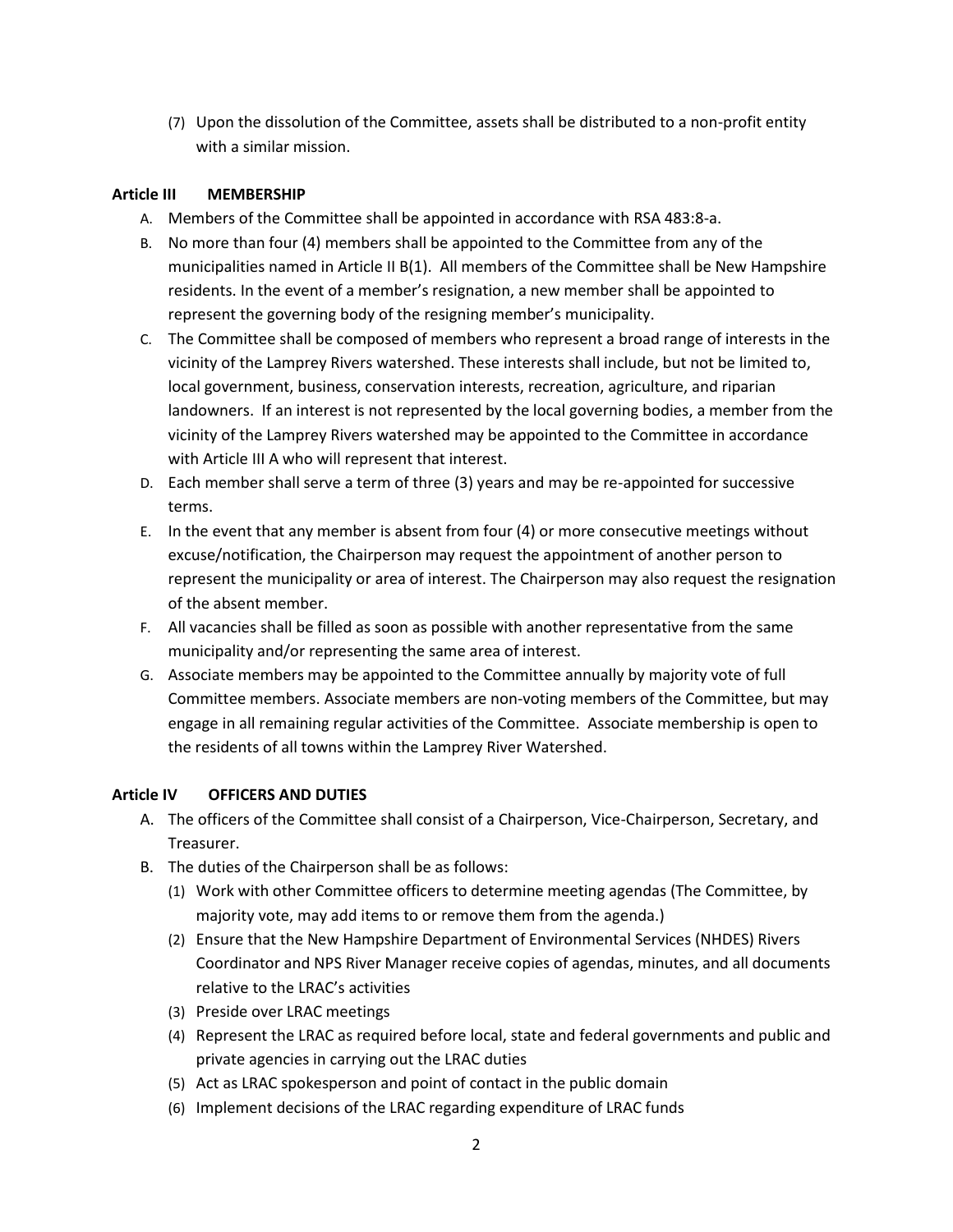(7) Upon the dissolution of the Committee, assets shall be distributed to a non-profit entity with a similar mission.

### Article III MEMBERSHIP

A. Members of the Committee shall be appointed in accordance with RSA 483:8-a.

B. No more than four (4) members shall be appointed to the Committee from any of the municipalities named in Article II B(1). All members of the Committee shall be New Hampshire residents. In the event of a member's resignation, a new member shall be appointed to represent the governing body of the resigning member's municipality.

C. The Committee shall be composed of members who represent a broad range of interests in the vicinity of the Lamprey Rivers watershed. These interests shall include, but not be limited to, local government, business, conservation interests, recreation, agriculture, and riparian landowners. If an interest is not represented by the local governing bodies, a member from the vicinity of the Lamprey Rivers watershed may be appointed to the Committee in accordance with Article III A who will represent that interest.

D. Each member shall serve a term of three (3) years and may be re-appointed for successive terms.

E. In the event that any member is absent from four (4) or more consecutive meetings without excuse/notification, the Chairperson may request the appointment of another person to represent the municipality or area of interest. The Chairperson may also request the resignation of the absent member.

F. All vacancies shall be filled as soon as possible with another representative from the same municipality and/or representing the same area of interest.

G. Associate members may be appointed to the Committee annually by majority vote of full Committee members. Associate members are non-voting members of the Committee, but may engage in all remaining regular activities of the Committee. Associate membership is open to the residents of all towns within the Lamprey River Watershed.

### Article IV OFFICERS AND DUTIES

A. The officers of the Committee shall consist of a Chairperson, Vice-Chairperson, Secretary, and Treasurer.

B. The duties of the Chairperson shall be as follows:

   (1) Work with other Committee officers to determine meeting agendas (The Committee, by majority vote, may add items to or remove them from the agenda.)

   (2) Ensure that the New Hampshire Department of Environmental Services (NHDES) Rivers Coordinator and NPS River Manager receive copies of agendas, minutes, and all documents relative to the LRAC's activities

   (3) Preside over LRAC meetings

   (4) Represent the LRAC as required before local, state and federal governments and public and private agencies in carrying out the LRAC duties

   (5) Act as LRAC spokesperson and point of contact in the public domain

   (6) Implement decisions of the LRAC regarding expenditure of LRAC funds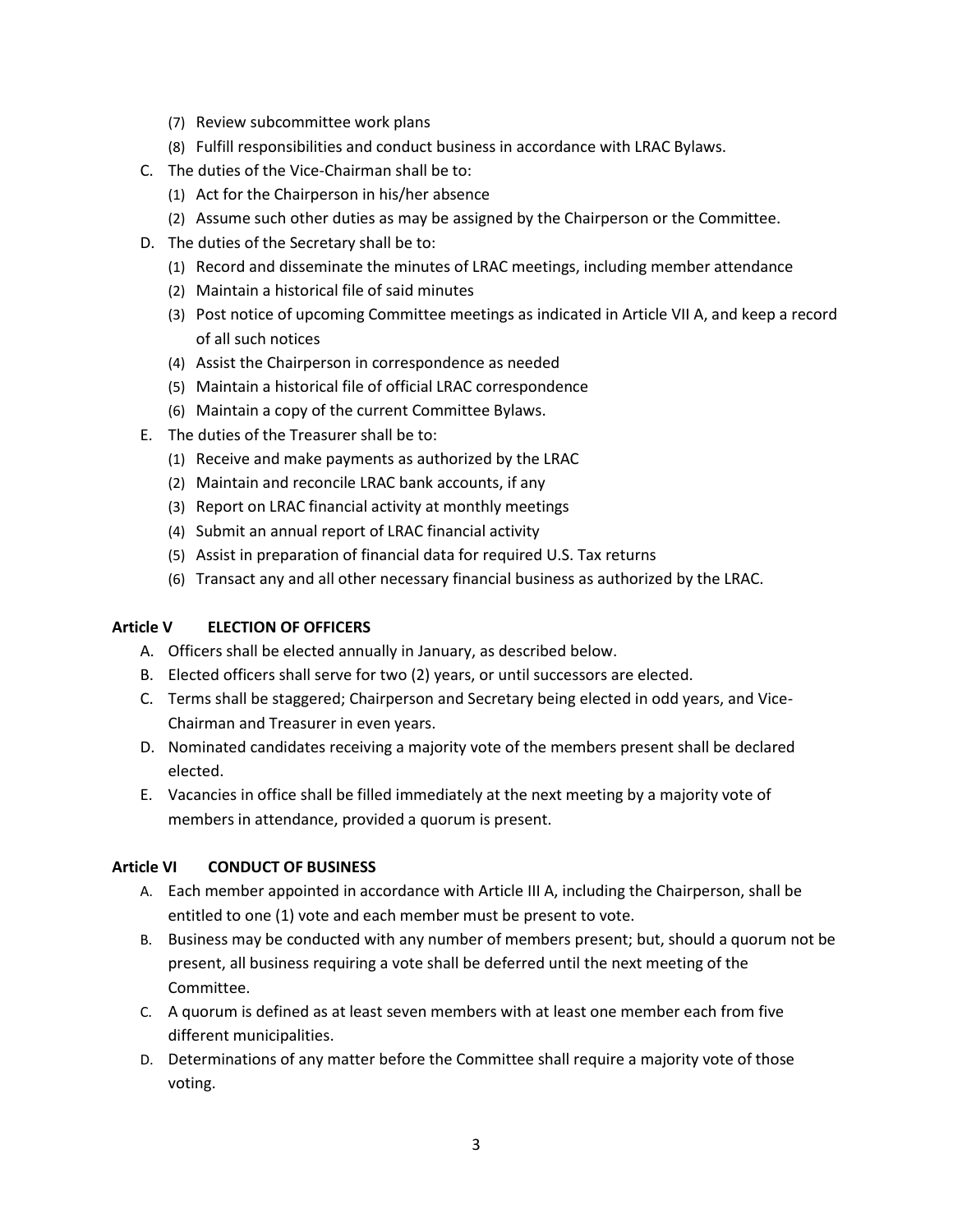(7) Review subcommittee work plans
(8) Fulfill responsibilities and conduct business in accordance with LRAC Bylaws.

C. The duties of the Vice-Chairman shall be to:
   (1) Act for the Chairperson in his/her absence
   (2) Assume such other duties as may be assigned by the Chairperson or the Committee.

D. The duties of the Secretary shall be to:
   (1) Record and disseminate the minutes of LRAC meetings, including member attendance
   (2) Maintain a historical file of said minutes
   (3) Post notice of upcoming Committee meetings as indicated in Article VII A, and keep a record of all such notices
   (4) Assist the Chairperson in correspondence as needed
   (5) Maintain a historical file of official LRAC correspondence
   (6) Maintain a copy of the current Committee Bylaws.

E. The duties of the Treasurer shall be to:
   (1) Receive and make payments as authorized by the LRAC
   (2) Maintain and reconcile LRAC bank accounts, if any
   (3) Report on LRAC financial activity at monthly meetings
   (4) Submit an annual report of LRAC financial activity
   (5) Assist in preparation of financial data for required U.S. Tax returns
   (6) Transact any and all other necessary financial business as authorized by the LRAC.

**Article V ELECTION OF OFFICERS**

A. Officers shall be elected annually in January, as described below.
B. Elected officers shall serve for two (2) years, or until successors are elected.
C. Terms shall be staggered; Chairperson and Secretary being elected in odd years, and Vice-Chairman and Treasurer in even years.
D. Nominated candidates receiving a majority vote of the members present shall be declared elected.
E. Vacancies in office shall be filled immediately at the next meeting by a majority vote of members in attendance, provided a quorum is present.

**Article VI CONDUCT OF BUSINESS**

A. Each member appointed in accordance with Article III A, including the Chairperson, shall be entitled to one (1) vote and each member must be present to vote.
B. Business may be conducted with any number of members present; but, should a quorum not be present, all business requiring a vote shall be deferred until the next meeting of the Committee.
C. A quorum is defined as at least seven members with at least one member each from five different municipalities.
D. Determinations of any matter before the Committee shall require a majority vote of those voting.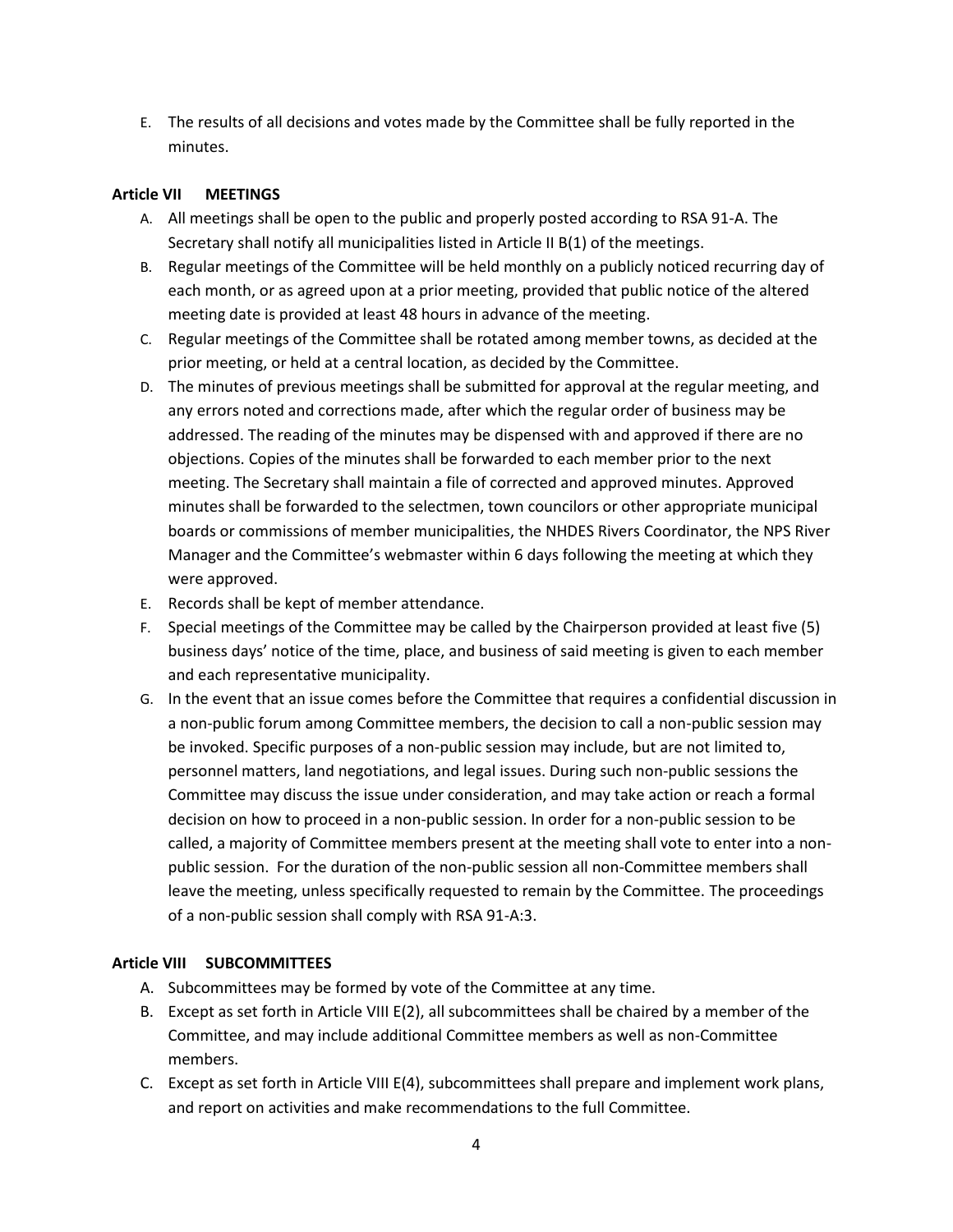E. The results of all decisions and votes made by the Committee shall be fully reported in the minutes.

**Article VII MEETINGS**

A. All meetings shall be open to the public and properly posted according to RSA 91-A. The Secretary shall notify all municipalities listed in Article II B(1) of the meetings.
B. Regular meetings of the Committee will be held monthly on a publicly noticed recurring day of each month, or as agreed upon at a prior meeting, provided that public notice of the altered meeting date is provided at least 48 hours in advance of the meeting.
C. Regular meetings of the Committee shall be rotated among member towns, as decided at the prior meeting, or held at a central location, as decided by the Committee.
D. The minutes of previous meetings shall be submitted for approval at the regular meeting, and any errors noted and corrections made, after which the regular order of business may be addressed. The reading of the minutes may be dispensed with and approved if there are no objections. Copies of the minutes shall be forwarded to each member prior to the next meeting. The Secretary shall maintain a file of corrected and approved minutes. Approved minutes shall be forwarded to the selectmen, town councilors or other appropriate municipal boards or commissions of member municipalities, the NHDES Rivers Coordinator, the NPS River Manager and the Committee's webmaster within 6 days following the meeting at which they were approved.
E. Records shall be kept of member attendance.
F. Special meetings of the Committee may be called by the Chairperson provided at least five (5) business days' notice of the time, place, and business of said meeting is given to each member and each representative municipality.
G. In the event that an issue comes before the Committee that requires a confidential discussion in a non-public forum among Committee members, the decision to call a non-public session may be invoked. Specific purposes of a non-public session may include, but are not limited to, personnel matters, land negotiations, and legal issues. During such non-public sessions the Committee may discuss the issue under consideration, and may take action or reach a formal decision on how to proceed in a non-public session. In order for a non-public session to be called, a majority of Committee members present at the meeting shall vote to enter into a non-public session. For the duration of the non-public session all non-Committee members shall leave the meeting, unless specifically requested to remain by the Committee. The proceedings of a non-public session shall comply with RSA 91-A:3.

**Article VIII SUBCOMMITTEES**

A. Subcommittees may be formed by vote of the Committee at any time.
B. Except as set forth in Article VIII E(2), all subcommittees shall be chaired by a member of the Committee, and may include additional Committee members as well as non-Committee members.
C. Except as set forth in Article VIII E(4), subcommittees shall prepare and implement work plans, and report on activities and make recommendations to the full Committee.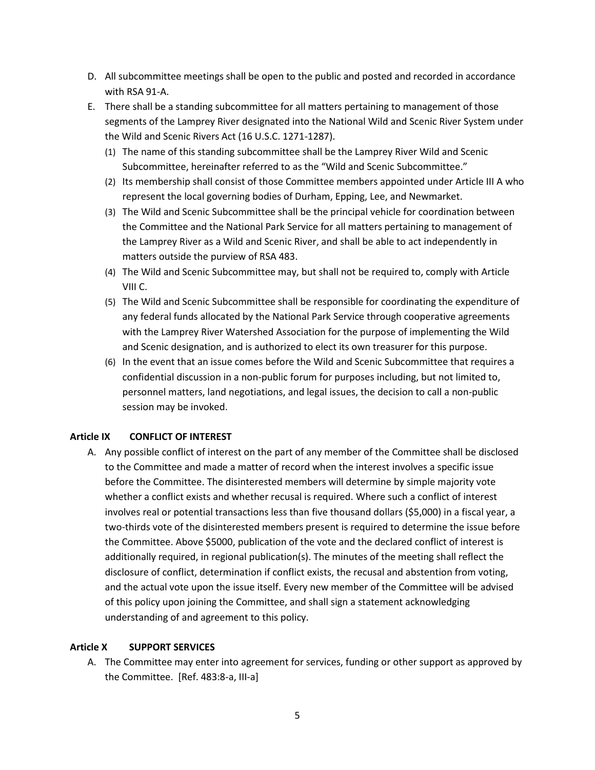D. All subcommittee meetings shall be open to the public and posted and recorded in accordance with RSA 91-A.

E. There shall be a standing subcommittee for all matters pertaining to management of those segments of the Lamprey River designated into the National Wild and Scenic River System under the Wild and Scenic Rivers Act (16 U.S.C. 1271-1287).

   (1) The name of this standing subcommittee shall be the Lamprey River Wild and Scenic Subcommittee, hereinafter referred to as the "Wild and Scenic Subcommittee."

   (2) Its membership shall consist of those Committee members appointed under Article III A who represent the local governing bodies of Durham, Epping, Lee, and Newmarket.

   (3) The Wild and Scenic Subcommittee shall be the principal vehicle for coordination between the Committee and the National Park Service for all matters pertaining to management of the Lamprey River as a Wild and Scenic River, and shall be able to act independently in matters outside the purview of RSA 483.

   (4) The Wild and Scenic Subcommittee may, but shall not be required to, comply with Article VIII C.

   (5) The Wild and Scenic Subcommittee shall be responsible for coordinating the expenditure of any federal funds allocated by the National Park Service through cooperative agreements with the Lamprey River Watershed Association for the purpose of implementing the Wild and Scenic designation, and is authorized to elect its own treasurer for this purpose.

   (6) In the event that an issue comes before the Wild and Scenic Subcommittee that requires a confidential discussion in a non-public forum for purposes including, but not limited to, personnel matters, land negotiations, and legal issues, the decision to call a non-public session may be invoked.

### Article IX CONFLICT OF INTEREST

A. Any possible conflict of interest on the part of any member of the Committee shall be disclosed to the Committee and made a matter of record when the interest involves a specific issue before the Committee. The disinterested members will determine by simple majority vote whether a conflict exists and whether recusal is required. Where such a conflict of interest involves real or potential transactions less than five thousand dollars ($5,000) in a fiscal year, a two-thirds vote of the disinterested members present is required to determine the issue before the Committee. Above $5000, publication of the vote and the declared conflict of interest is additionally required, in regional publication(s). The minutes of the meeting shall reflect the disclosure of conflict, determination if conflict exists, the recusal and abstention from voting, and the actual vote upon the issue itself. Every new member of the Committee will be advised of this policy upon joining the Committee, and shall sign a statement acknowledging understanding of and agreement to this policy.

### Article X SUPPORT SERVICES

A. The Committee may enter into agreement for services, funding or other support as approved by the Committee. [Ref. 483:8-a, III-a]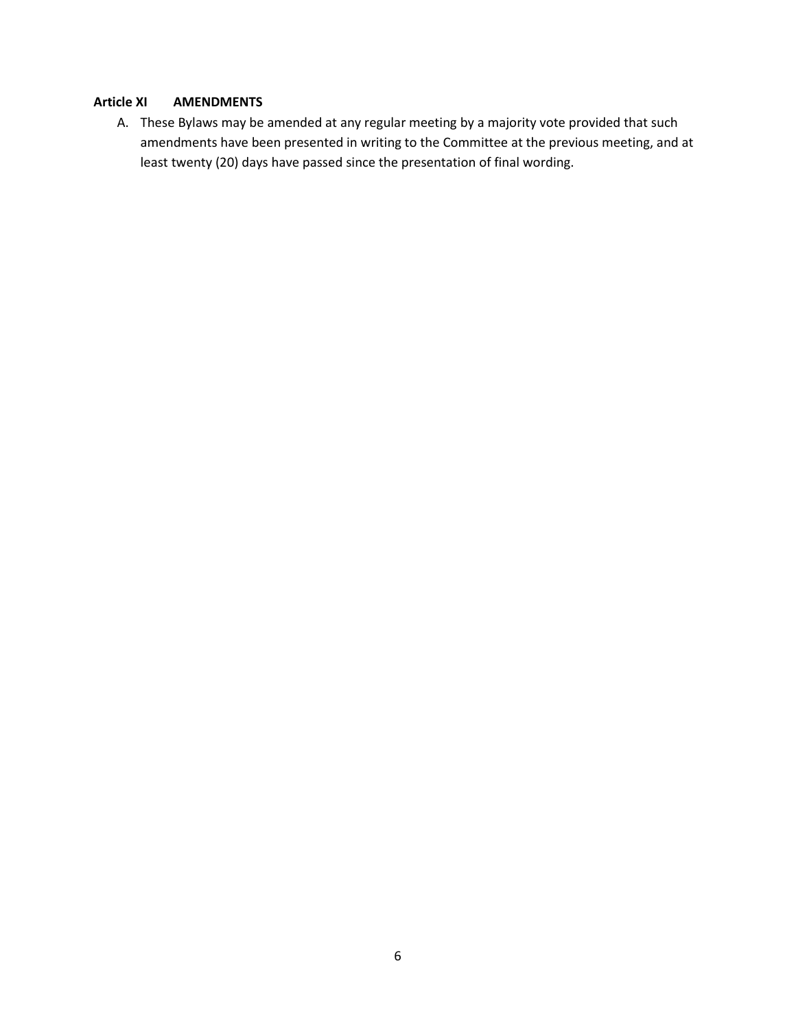## Article XI AMENDMENTS

A. These Bylaws may be amended at any regular meeting by a majority vote provided that such amendments have been presented in writing to the Committee at the previous meeting, and at least twenty (20) days have passed since the presentation of final wording.